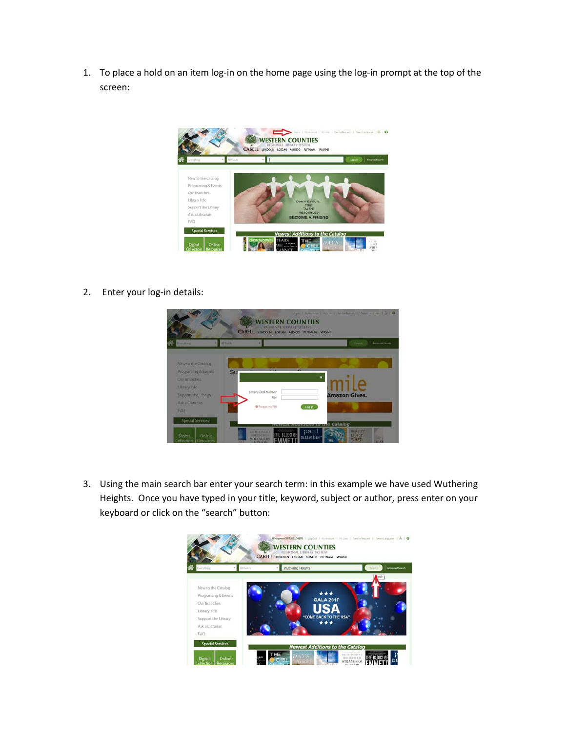1. To place a hold on an item log-in on the home page using the log-in prompt at the top of the screen:

2. Enter your log-in details:

3. Using the main search bar enter your search term: in this example we have used Wuthering Heights. Once you have typed in your title, keyword, subject or author, press enter on your keyboard or click on the "search" button: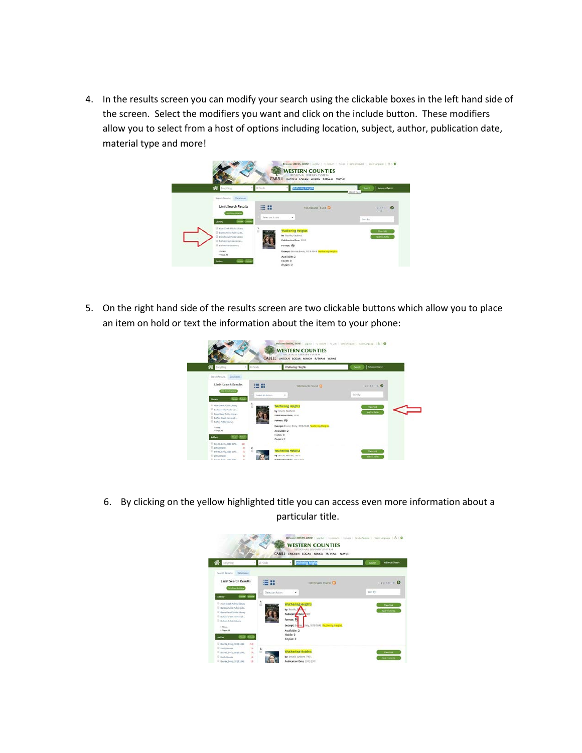4. In the results screen you can modify your search using the clickable boxes in the left hand side of the screen. Select the modifiers you want and click on the include button. These modifiers allow you to select from a host of options including location, subject, author, publication date, material type and more!

5. On the right hand side of the results screen are two clickable buttons which allow you to place an item on hold or text the information about the item to your phone:

6. By clicking on the yellow highlighted title you can access even more information about a particular title.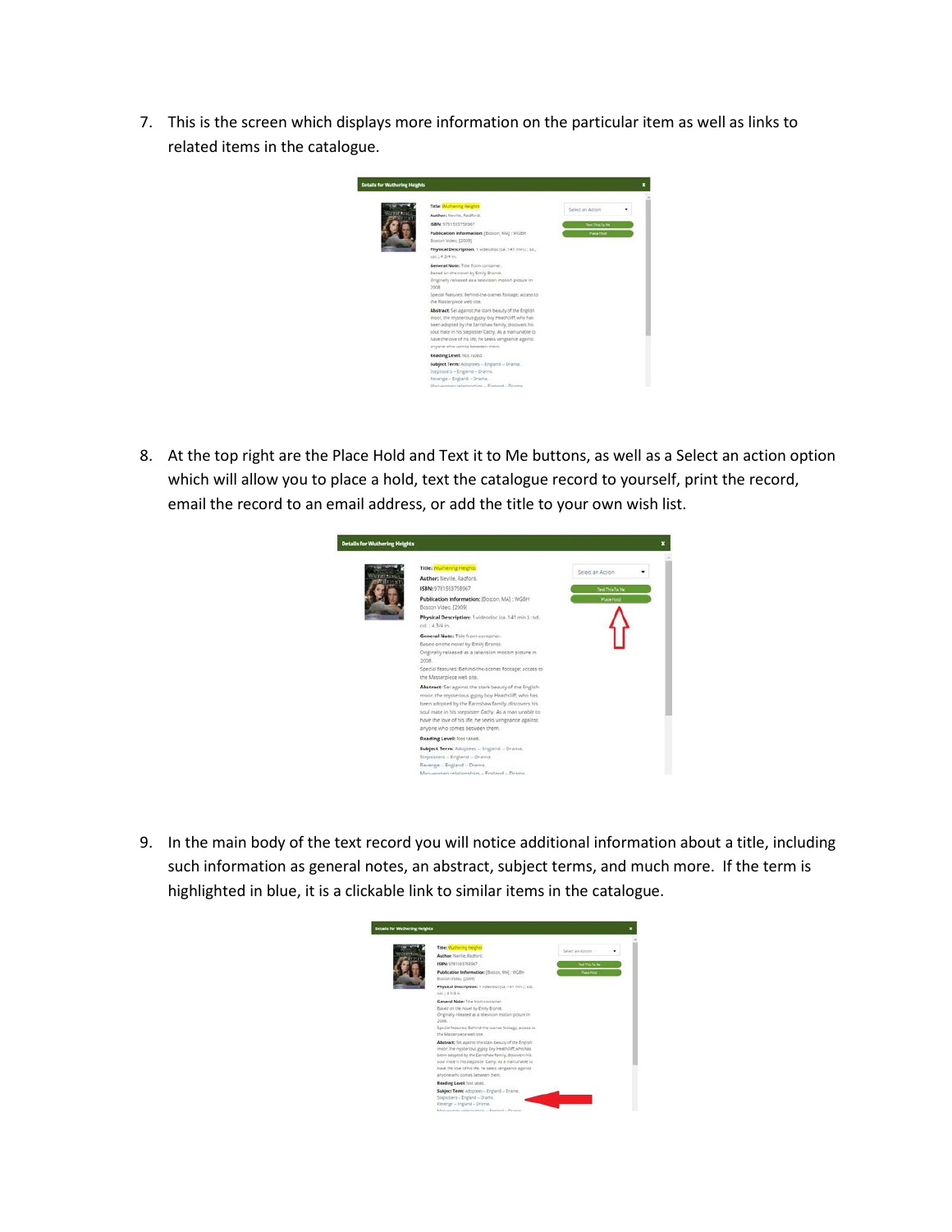7. This is the screen which displays more information on the particular item as well as links to related items in the catalogue.

8. At the top right are the Place Hold and Text it to Me buttons, as well as a Select an action option which will allow you to place a hold, text the catalogue record to yourself, print the record, email the record to an email address, or add the title to your own wish list.

9. In the main body of the text record you will notice additional information about a title, including such information as general notes, an abstract, subject terms, and much more. If the term is highlighted in blue, it is a clickable link to similar items in the catalogue.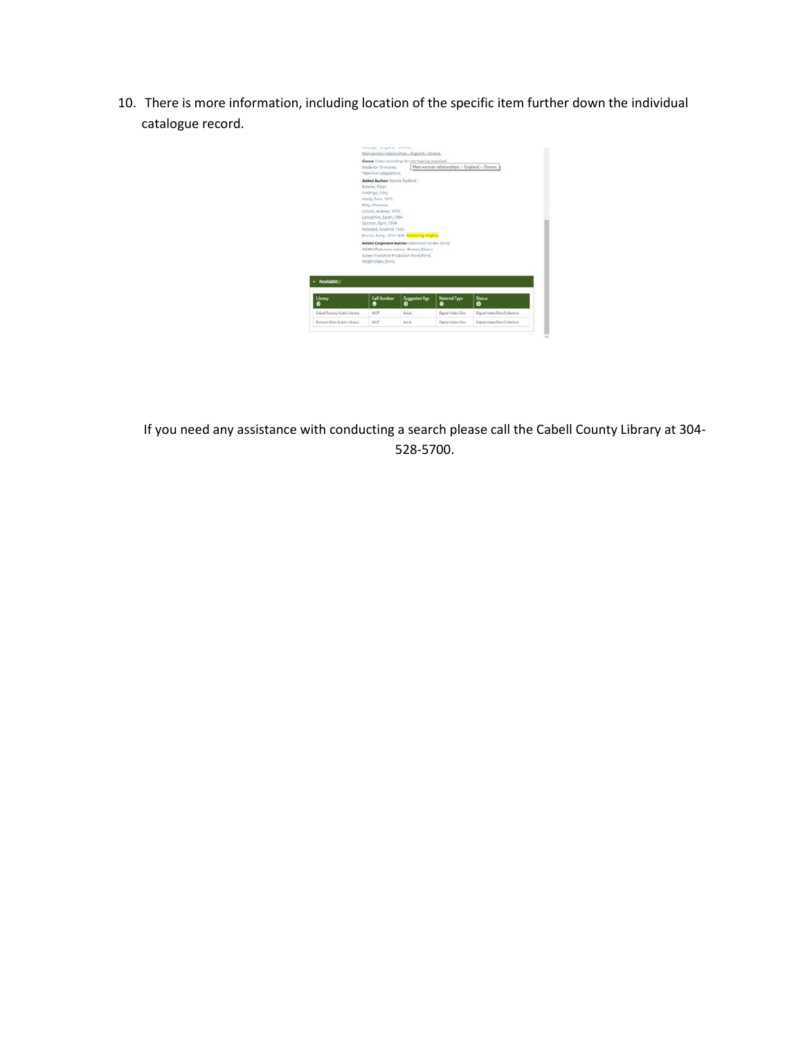10. There is more information, including location of the specific item further down the individual catalogue record.

If you need any assistance with conducting a search please call the Cabell County Library at 304-528-5700.